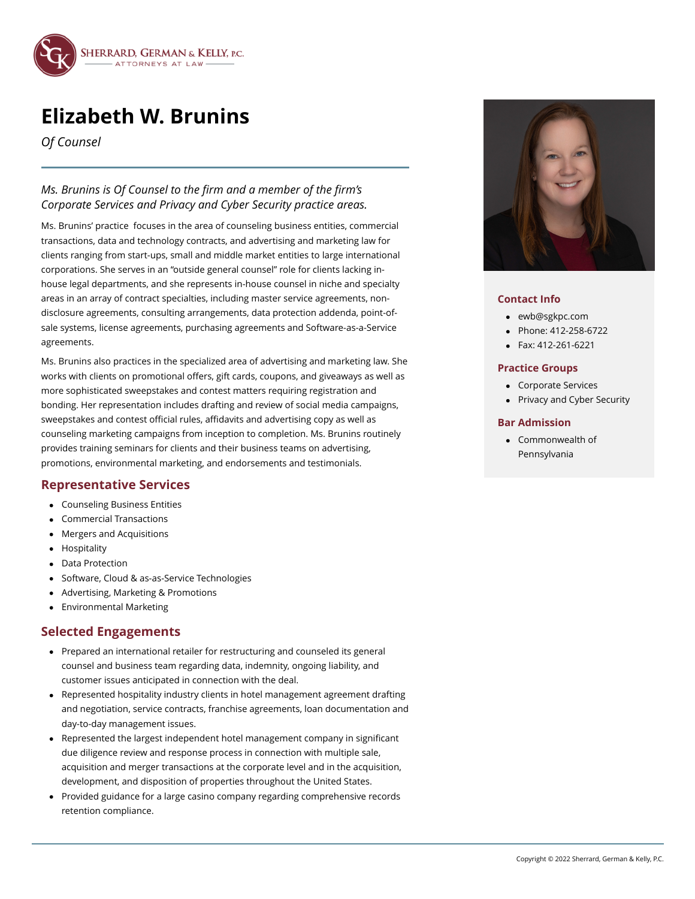Sherrard, German & Kelly, P.C.
Attorneys at Law

# Elizabeth W. Brunins

*Of Counsel*

*Ms. Brunins is Of Counsel to the firm and a member of the firm's Corporate Services and Privacy and Cyber Security practice areas.*

Ms. Brunins' practice focuses in the area of counseling business entities, commercial transactions, data and technology contracts, and advertising and marketing law for clients ranging from start-ups, small and middle market entities to large international corporations. She serves in an "outside general counsel" role for clients lacking in-house legal departments, and she represents in-house counsel in niche and specialty areas in an array of contract specialties, including master service agreements, non-disclosure agreements, consulting arrangements, data protection addenda, point-of-sale systems, license agreements, purchasing agreements and Software-as-a-Service agreements.

Ms. Brunins also practices in the specialized area of advertising and marketing law. She works with clients on promotional offers, gift cards, coupons, and giveaways as well as more sophisticated sweepstakes and contest matters requiring registration and bonding. Her representation includes drafting and review of social media campaigns, sweepstakes and contest official rules, affidavits and advertising copy as well as counseling marketing campaigns from inception to completion. Ms. Brunins routinely provides training seminars for clients and their business teams on advertising, promotions, environmental marketing, and endorsements and testimonials.

## Representative Services

- Counseling Business Entities
- Commercial Transactions
- Mergers and Acquisitions
- Hospitality
- Data Protection
- Software, Cloud & as-as-Service Technologies
- Advertising, Marketing & Promotions
- Environmental Marketing

## Selected Engagements

- Prepared an international retailer for restructuring and counseled its general counsel and business team regarding data, indemnity, ongoing liability, and customer issues anticipated in connection with the deal.
- Represented hospitality industry clients in hotel management agreement drafting and negotiation, service contracts, franchise agreements, loan documentation and day-to-day management issues.
- Represented the largest independent hotel management company in significant due diligence review and response process in connection with multiple sale, acquisition and merger transactions at the corporate level and in the acquisition, development, and disposition of properties throughout the United States.
- Provided guidance for a large casino company regarding comprehensive records retention compliance.

### Contact Info

- ewb@sgkpc.com
- Phone: 412-258-6722
- Fax: 412-261-6221

### Practice Groups

- Corporate Services
- Privacy and Cyber Security

### Bar Admission

- Commonwealth of Pennsylvania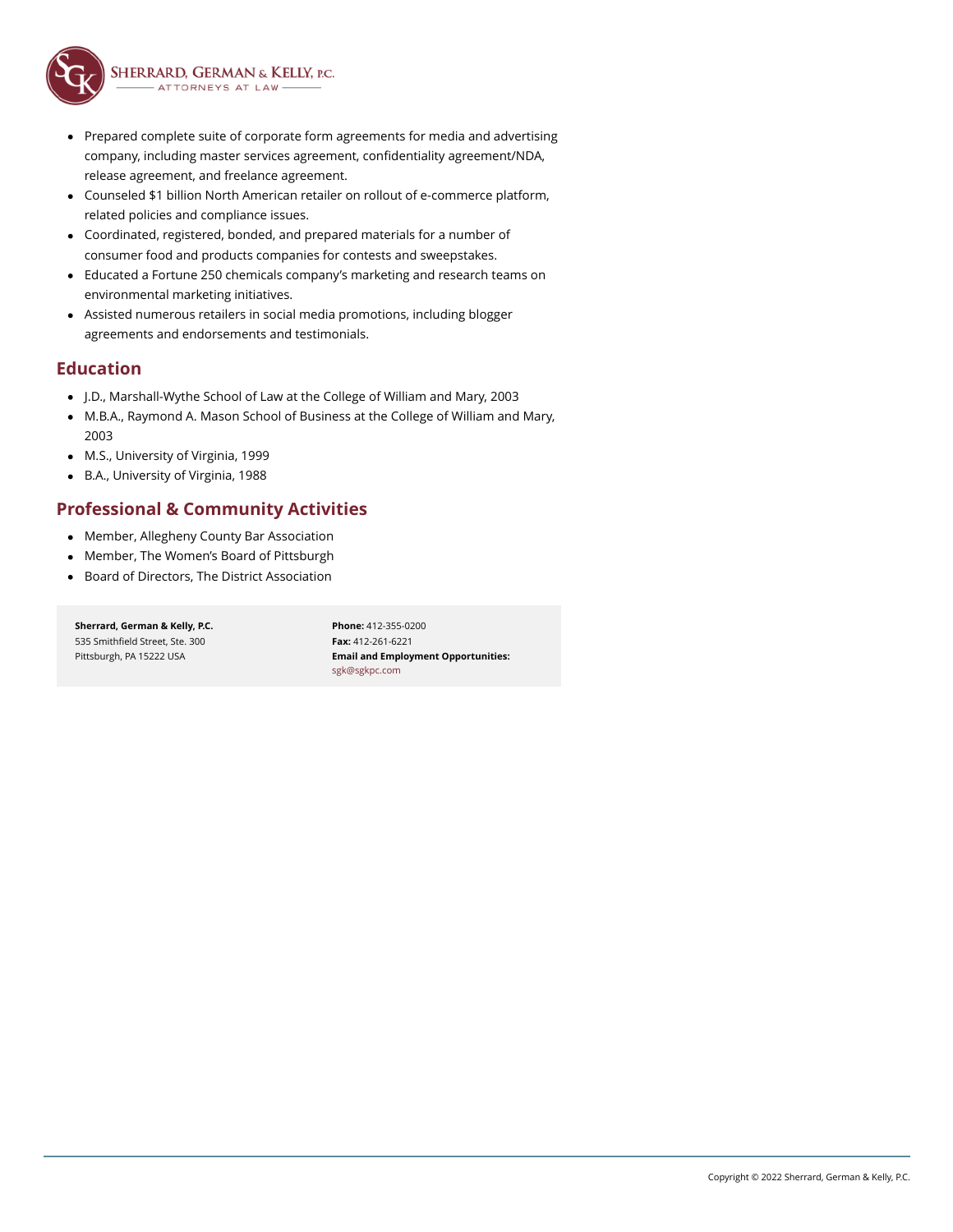- Prepared complete suite of corporate form agreements for media and advertising company, including master services agreement, confidentiality agreement/NDA, release agreement, and freelance agreement.
- Counseled $1 billion North American retailer on rollout of e-commerce platform, related policies and compliance issues.
- Coordinated, registered, bonded, and prepared materials for a number of consumer food and products companies for contests and sweepstakes.
- Educated a Fortune 250 chemicals company's marketing and research teams on environmental marketing initiatives.
- Assisted numerous retailers in social media promotions, including blogger agreements and endorsements and testimonials.

## Education

- J.D., Marshall-Wythe School of Law at the College of William and Mary, 2003
- M.B.A., Raymond A. Mason School of Business at the College of William and Mary, 2003
- M.S., University of Virginia, 1999
- B.A., University of Virginia, 1988

## Professional & Community Activities

- Member, Allegheny County Bar Association
- Member, The Women's Board of Pittsburgh
- Board of Directors, The District Association

**Sherrard, German & Kelly, P.C.**
535 Smithfield Street, Ste. 300
Pittsburgh, PA 15222 USA

**Phone:** 412-355-0200
**Fax:** 412-261-6221
**Email and Employment Opportunities:**
sgk@sgkpc.com

Copyright © 2022 Sherrard, German & Kelly, P.C.